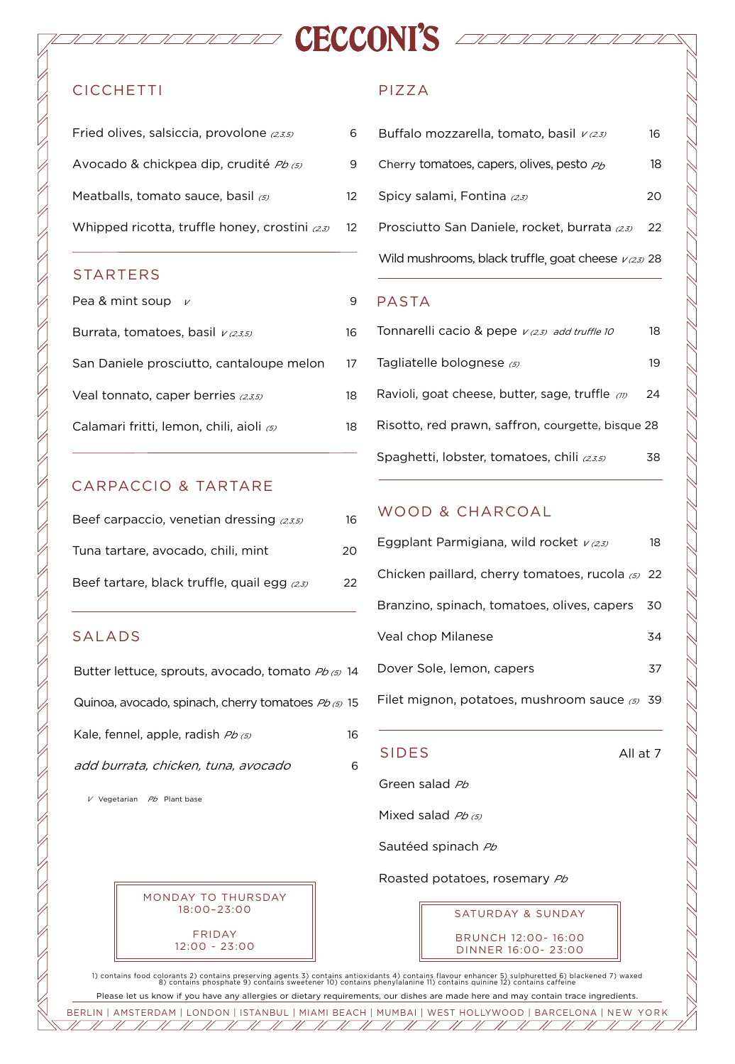# CECCONI'S

## CICCHETTI

| | |
|---|---|
| Fried olives, salsiccia, provolone *(2,3,5)* | 6 |
| Avocado & chickpea dip, crudité *Pb (5)* | 9 |
| Meatballs, tomato sauce, basil *(5)* | 12 |
| Whipped ricotta, truffle honey, crostini *(2,3)* | 12 |

## STARTERS

| | |
|---|---|
| Pea & mint soup *V* | 9 |
| Burrata, tomatoes, basil *V (2,3,5)* | 16 |
| San Daniele prosciutto, cantaloupe melon | 17 |
| Veal tonnato, caper berries *(2,3,5)* | 18 |
| Calamari fritti, lemon, chili, aioli *(5)* | 18 |

## CARPACCIO & TARTARE

| | |
|---|---|
| Beef carpaccio, venetian dressing *(2,3,5)* | 16 |
| Tuna tartare, avocado, chili, mint | 20 |
| Beef tartare, black truffle, quail egg *(2,3)* | 22 |

## SALADS

| | |
|---|---|
| Butter lettuce, sprouts, avocado, tomato *Pb (5)* | 14 |
| Quinoa, avocado, spinach, cherry tomatoes *Pb (5)* | 15 |
| Kale, fennel, apple, radish *Pb (5)* | 16 |
| *add burrata, chicken, tuna, avocado* | 6 |

*V* Vegetarian *Pb* Plant base

## PIZZA

| | |
|---|---|
| Buffalo mozzarella, tomato, basil *V (2,3)* | 16 |
| Cherry tomatoes, capers, olives, pesto *Pb* | 18 |
| Spicy salami, Fontina *(2,3)* | 20 |
| Prosciutto San Daniele, rocket, burrata *(2,3)* | 22 |
| Wild mushrooms, black truffle, goat cheese *V (2,3)* | 28 |

## PASTA

| | |
|---|---|
| Tonnarelli cacio & pepe *V (2,3) add truffle 10* | 18 |
| Tagliatelle bolognese *(5)* | 19 |
| Ravioli, goat cheese, butter, sage, truffle *(11)* | 24 |
| Risotto, red prawn, saffron, courgette, bisque | 28 |
| Spaghetti, lobster, tomatoes, chili *(2,3,5)* | 38 |

## WOOD & CHARCOAL

| | |
|---|---|
| Eggplant Parmigiana, wild rocket *V (2,3)* | 18 |
| Chicken paillard, cherry tomatoes, rucola *(5)* | 22 |
| Branzino, spinach, tomatoes, olives, capers | 30 |
| Veal chop Milanese | 34 |
| Dover Sole, lemon, capers | 37 |
| Filet mignon, potatoes, mushroom sauce *(5)* | 39 |

## SIDES

All at 7

- Green salad *Pb*
- Mixed salad *Pb (5)*
- Sautéed spinach *Pb*
- Roasted potatoes, rosemary *Pb*

MONDAY TO THURSDAY
18:00–23:00

FRIDAY
12:00 - 23:00

SATURDAY & SUNDAY

BRUNCH 12:00- 16:00
DINNER 16:00- 23:00

1) contains food colorants 2) contains preserving agents 3) contains antioxidants 4) contains flavour enhancer 5) sulphuretted 6) blackened 7) waxed 8) contains phosphate 9) contains sweetener 10) contains phenylalanine 11) contains quinine 12) contains caffeine

Please let us know if you have any allergies or dietary requirements, our dishes are made here and may contain trace ingredients.

BERLIN | AMSTERDAM | LONDON | ISTANBUL | MIAMI BEACH | MUMBAI | WEST HOLLYWOOD | BARCELONA | NEW YORK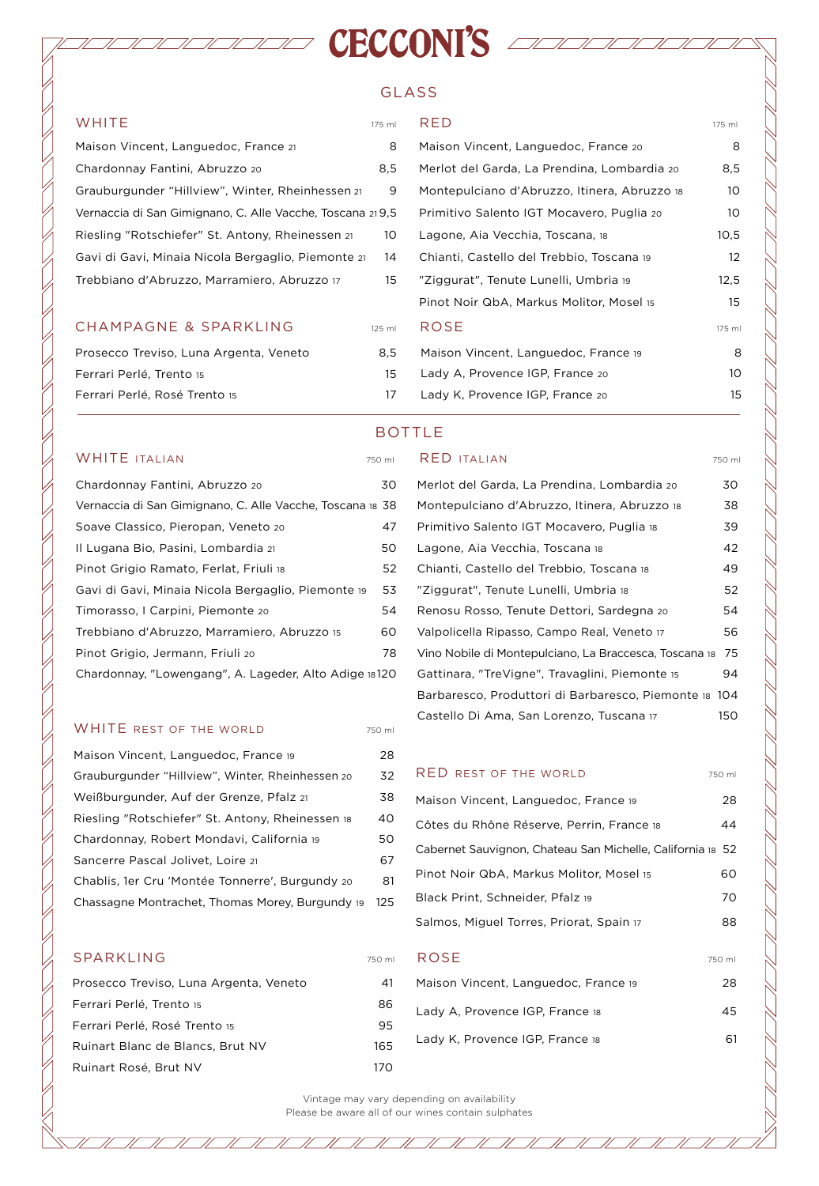# CECCONI'S

## GLASS

### WHITE

| WHITE | 175 ml |
|---|---|
| Maison Vincent, Languedoc, France 21 | 8 |
| Chardonnay Fantini, Abruzzo 20 | 8,5 |
| Grauburgunder "Hillview", Winter, Rheinhessen 21 | 9 |
| Vernaccia di San Gimignano, C. Alle Vacche, Toscana 21 | 9,5 |
| Riesling "Rotschiefer" St. Antony, Rheinessen 21 | 10 |
| Gavi di Gavi, Minaia Nicola Bergaglio, Piemonte 21 | 14 |
| Trebbiano d'Abruzzo, Marramiero, Abruzzo 17 | 15 |

### CHAMPAGNE & SPARKLING

| CHAMPAGNE & SPARKLING | 125 ml |
|---|---|
| Prosecco Treviso, Luna Argenta, Veneto | 8,5 |
| Ferrari Perlé, Trento 15 | 15 |
| Ferrari Perlé, Rosé Trento 15 | 17 |

### RED

| RED | 175 ml |
|---|---|
| Maison Vincent, Languedoc, France 20 | 8 |
| Merlot del Garda, La Prendina, Lombardia 20 | 8,5 |
| Montepulciano d'Abruzzo, Itinera, Abruzzo 18 | 10 |
| Primitivo Salento IGT Mocavero, Puglia 20 | 10 |
| Lagone, Aia Vecchia, Toscana, 18 | 10,5 |
| Chianti, Castello del Trebbio, Toscana 19 | 12 |
| "Ziggurat", Tenute Lunelli, Umbria 19 | 12,5 |
| Pinot Noir QbA, Markus Molitor, Mosel 15 | 15 |

### ROSE

| ROSE | 175 ml |
|---|---|
| Maison Vincent, Languedoc, France 19 | 8 |
| Lady A, Provence IGP, France 20 | 10 |
| Lady K, Provence IGP, France 20 | 15 |

## BOTTLE

### WHITE ITALIAN

| WHITE ITALIAN | 750 ml |
|---|---|
| Chardonnay Fantini, Abruzzo 20 | 30 |
| Vernaccia di San Gimignano, C. Alle Vacche, Toscana 18 | 38 |
| Soave Classico, Pieropan, Veneto 20 | 47 |
| Il Lugana Bio, Pasini, Lombardia 21 | 50 |
| Pinot Grigio Ramato, Ferlat, Friuli 18 | 52 |
| Gavi di Gavi, Minaia Nicola Bergaglio, Piemonte 19 | 53 |
| Timorasso, I Carpini, Piemonte 20 | 54 |
| Trebbiano d'Abruzzo, Marramiero, Abruzzo 15 | 60 |
| Pinot Grigio, Jermann, Friuli 20 | 78 |
| Chardonnay, "Lowengang", A. Lageder, Alto Adige 18 | 120 |

### WHITE REST OF THE WORLD

| WHITE REST OF THE WORLD | 750 ml |
|---|---|
| Maison Vincent, Languedoc, France 19 | 28 |
| Grauburgunder "Hillview", Winter, Rheinhessen 20 | 32 |
| Weißburgunder, Auf der Grenze, Pfalz 21 | 38 |
| Riesling "Rotschiefer" St. Antony, Rheinessen 18 | 40 |
| Chardonnay, Robert Mondavi, California 19 | 50 |
| Sancerre Pascal Jolivet, Loire 21 | 67 |
| Chablis, 1er Cru 'Montée Tonnerre', Burgundy 20 | 81 |
| Chassagne Montrachet, Thomas Morey, Burgundy 19 | 125 |

### SPARKLING

| SPARKLING | 750 ml |
|---|---|
| Prosecco Treviso, Luna Argenta, Veneto | 41 |
| Ferrari Perlé, Trento 15 | 86 |
| Ferrari Perlé, Rosé Trento 15 | 95 |
| Ruinart Blanc de Blancs, Brut NV | 165 |
| Ruinart Rosé, Brut NV | 170 |

### RED ITALIAN

| RED ITALIAN | 750 ml |
|---|---|
| Merlot del Garda, La Prendina, Lombardia 20 | 30 |
| Montepulciano d'Abruzzo, Itinera, Abruzzo 18 | 38 |
| Primitivo Salento IGT Mocavero, Puglia 18 | 39 |
| Lagone, Aia Vecchia, Toscana 18 | 42 |
| Chianti, Castello del Trebbio, Toscana 18 | 49 |
| "Ziggurat", Tenute Lunelli, Umbria 18 | 52 |
| Renosu Rosso, Tenute Dettori, Sardegna 20 | 54 |
| Valpolicella Ripasso, Campo Real, Veneto 17 | 56 |
| Vino Nobile di Montepulciano, La Braccesca, Toscana 18 | 75 |
| Gattinara, "TreVigne", Travaglini, Piemonte 15 | 94 |
| Barbaresco, Produttori di Barbaresco, Piemonte 18 | 104 |
| Castello Di Ama, San Lorenzo, Tuscana 17 | 150 |

### RED REST OF THE WORLD

| RED REST OF THE WORLD | 750 ml |
|---|---|
| Maison Vincent, Languedoc, France 19 | 28 |
| Côtes du Rhône Réserve, Perrin, France 18 | 44 |
| Cabernet Sauvignon, Chateau San Michelle, California 18 | 52 |
| Pinot Noir QbA, Markus Molitor, Mosel 15 | 60 |
| Black Print, Schneider, Pfalz 19 | 70 |
| Salmos, Miguel Torres, Priorat, Spain 17 | 88 |

### ROSE

| ROSE | 750 ml |
|---|---|
| Maison Vincent, Languedoc, France 19 | 28 |
| Lady A, Provence IGP, France 18 | 45 |
| Lady K, Provence IGP, France 18 | 61 |

Vintage may vary depending on availability
Please be aware all of our wines contain sulphates